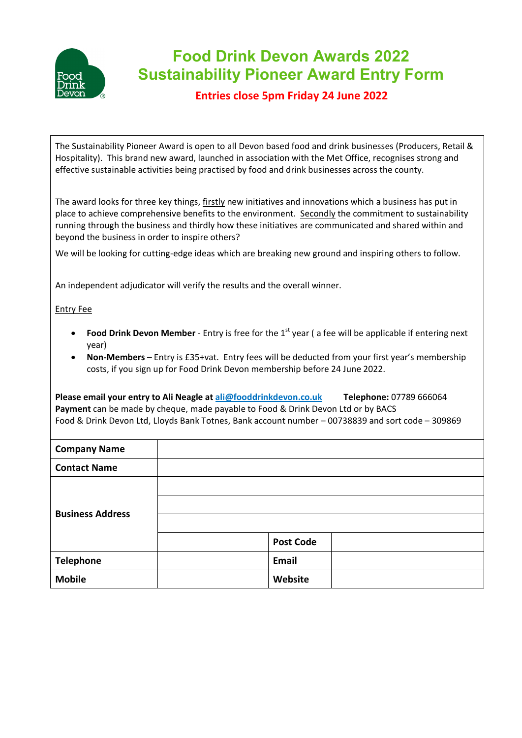# Food Drink Devon Awards 2022
# Sustainability Pioneer Award Entry Form

**Entries close 5pm Friday 24 June 2022**

The Sustainability Pioneer Award is open to all Devon based food and drink businesses (Producers, Retail & Hospitality). This brand new award, launched in association with the Met Office, recognises strong and effective sustainable activities being practised by food and drink businesses across the county.

The award looks for three key things, firstly new initiatives and innovations which a business has put in place to achieve comprehensive benefits to the environment. Secondly the commitment to sustainability running through the business and thirdly how these initiatives are communicated and shared within and beyond the business in order to inspire others?

We will be looking for cutting-edge ideas which are breaking new ground and inspiring others to follow.

An independent adjudicator will verify the results and the overall winner.

Entry Fee

- **Food Drink Devon Member** - Entry is free for the 1st year ( a fee will be applicable if entering next year)
- **Non-Members** – Entry is £35+vat. Entry fees will be deducted from your first year's membership costs, if you sign up for Food Drink Devon membership before 24 June 2022.

**Please email your entry to Ali Neagle at** ali@fooddrinkdevon.co.uk **Telephone:** 07789 666064
**Payment** can be made by cheque, made payable to Food & Drink Devon Ltd or by BACS
Food & Drink Devon Ltd, Lloyds Bank Totnes, Bank account number – 00738839 and sort code – 309869

| **Company Name** | | | |
|---|---|---|---|
| **Contact Name** | | | |
| **Business Address** | | | |
| | | | |
| | | | |
| | | **Post Code** | |
| **Telephone** | | **Email** | |
| **Mobile** | | **Website** | |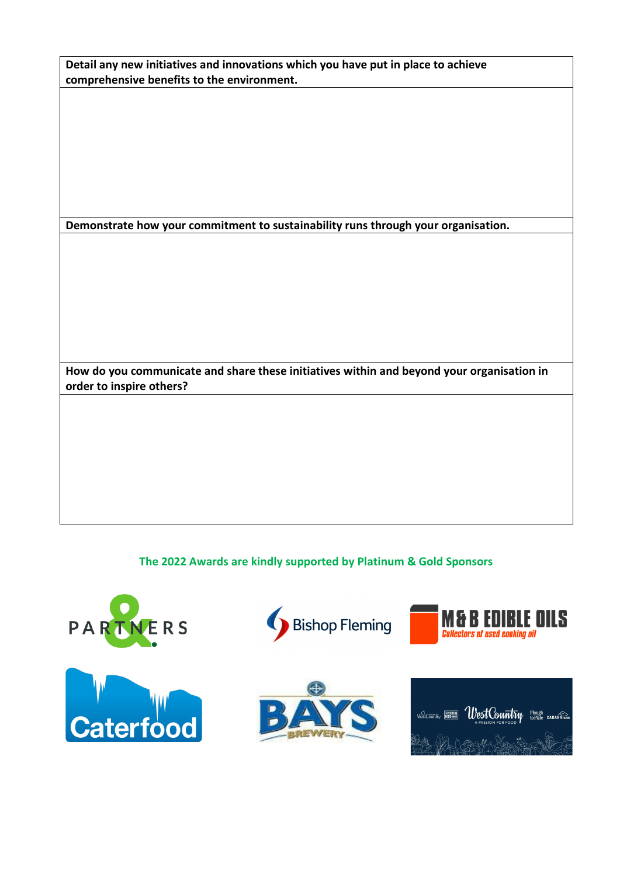| Detail any new initiatives and innovations which you have put in place to achieve comprehensive benefits to the environment. |
|---|
| |
| **Demonstrate how your commitment to sustainability runs through your organisation.** |
| |
| **How do you communicate and share these initiatives within and beyond your organisation in order to inspire others?** |
| |

The 2022 Awards are kindly supported by Platinum & Gold Sponsors